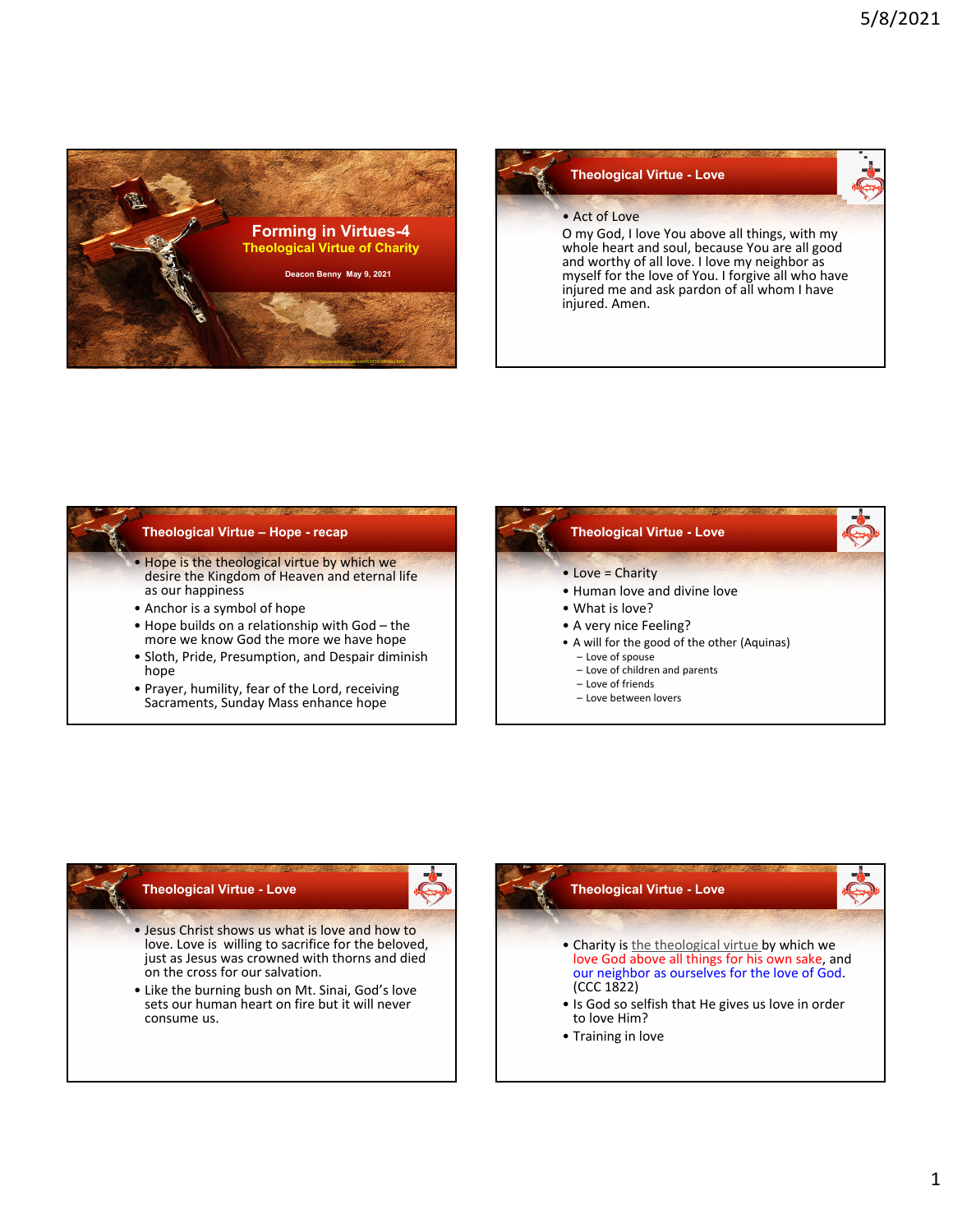# Forming in Virtues-4

## Theological Virtue of Charity

Deacon Benny May 9, 2021

---

## Theological Virtue - Love

- Act of Love

O my God, I love You above all things, with my whole heart and soul, because You are all good and worthy of all love. I love my neighbor as myself for the love of You. I forgive all who have injured me and ask pardon of all whom I have injured. Amen.

---

## Theological Virtue – Hope - recap

- Hope is the theological virtue by which we desire the Kingdom of Heaven and eternal life as our happiness
- Anchor is a symbol of hope
- Hope builds on a relationship with God – the more we know God the more we have hope
- Sloth, Pride, Presumption, and Despair diminish hope
- Prayer, humility, fear of the Lord, receiving Sacraments, Sunday Mass enhance hope

---

## Theological Virtue - Love

- Love = Charity
- Human love and divine love
- What is love?
- A very nice Feeling?
- A will for the good of the other (Aquinas)
  - Love of spouse
  - Love of children and parents
  - Love of friends
  - Love between lovers

---

## Theological Virtue - Love

- Jesus Christ shows us what is love and how to love. Love is willing to sacrifice for the beloved, just as Jesus was crowned with thorns and died on the cross for our salvation.
- Like the burning bush on Mt. Sinai, God's love sets our human heart on fire but it will never consume us.

---

## Theological Virtue - Love

- Charity is the theological virtue by which we love God above all things for his own sake, and our neighbor as ourselves for the love of God. (CCC 1822)
- Is God so selfish that He gives us love in order to love Him?
- Training in love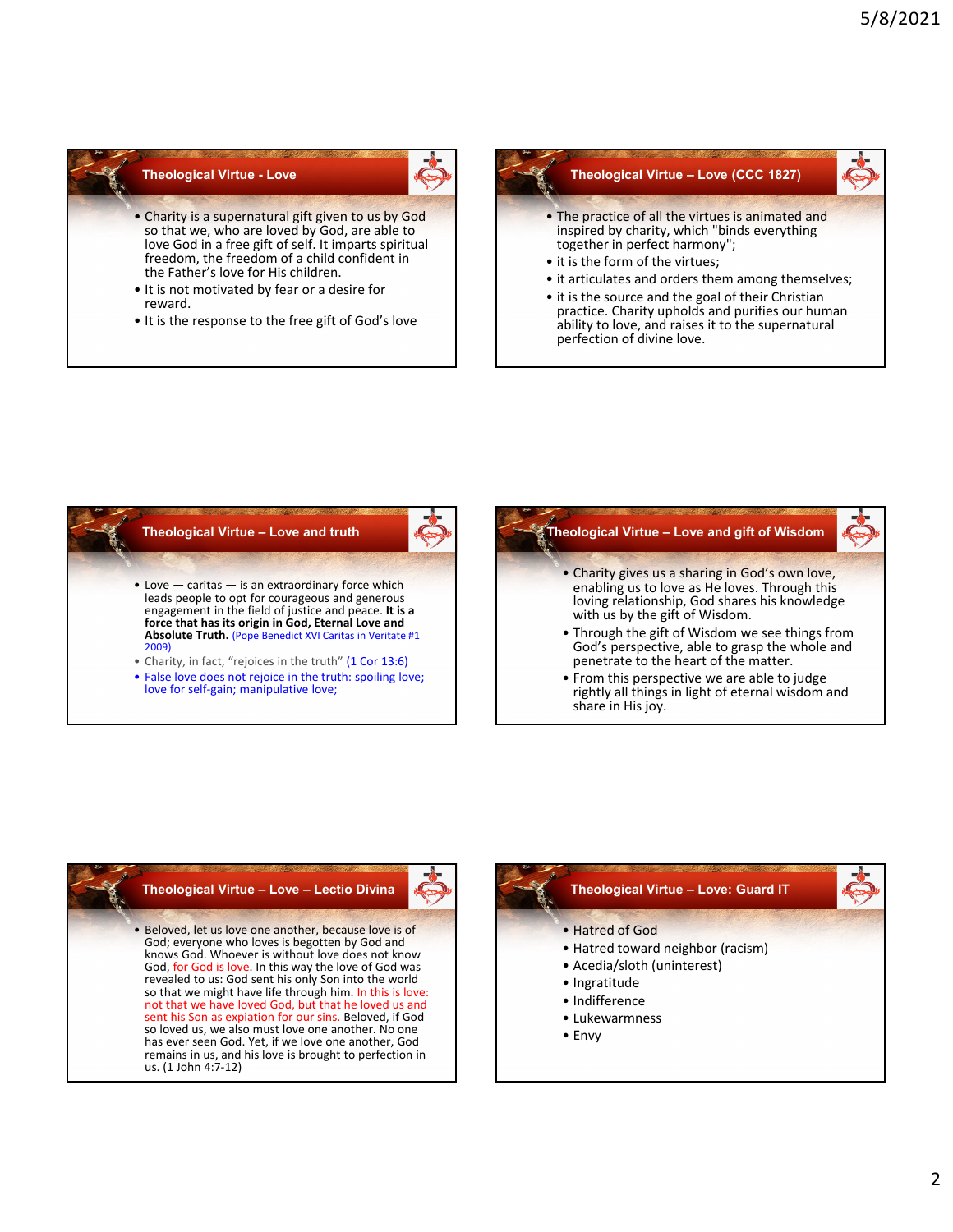## Theological Virtue - Love

- Charity is a supernatural gift given to us by God so that we, who are loved by God, are able to love God in a free gift of self. It imparts spiritual freedom, the freedom of a child confident in the Father's love for His children.
- It is not motivated by fear or a desire for reward.
- It is the response to the free gift of God's love

## Theological Virtue – Love (CCC 1827)

- The practice of all the virtues is animated and inspired by charity, which "binds everything together in perfect harmony";
- it is the form of the virtues;
- it articulates and orders them among themselves;
- it is the source and the goal of their Christian practice. Charity upholds and purifies our human ability to love, and raises it to the supernatural perfection of divine love.

## Theological Virtue – Love and truth

- Love — caritas — is an extraordinary force which leads people to opt for courageous and generous engagement in the field of justice and peace. **It is a force that has its origin in God, Eternal Love and Absolute Truth.** (Pope Benedict XVI Caritas in Veritate #1 2009)
- Charity, in fact, "rejoices in the truth" (1 Cor 13:6)
- False love does not rejoice in the truth: spoiling love; love for self-gain; manipulative love;

## Theological Virtue – Love and gift of Wisdom

- Charity gives us a sharing in God's own love, enabling us to love as He loves. Through this loving relationship, God shares his knowledge with us by the gift of Wisdom.
- Through the gift of Wisdom we see things from God's perspective, able to grasp the whole and penetrate to the heart of the matter.
- From this perspective we are able to judge rightly all things in light of eternal wisdom and share in His joy.

## Theological Virtue – Love – Lectio Divina

- Beloved, let us love one another, because love is of God; everyone who loves is begotten by God and knows God. Whoever is without love does not know God, for God is love. In this way the love of God was revealed to us: God sent his only Son into the world so that we might have life through him. In this is love: not that we have loved God, but that he loved us and sent his Son as expiation for our sins. Beloved, if God so loved us, we also must love one another. No one has ever seen God. Yet, if we love one another, God remains in us, and his love is brought to perfection in us. (1 John 4:7-12)

## Theological Virtue – Love: Guard IT

- Hatred of God
- Hatred toward neighbor (racism)
- Acedia/sloth (uninterest)
- Ingratitude
- Indifference
- Lukewarmness
- Envy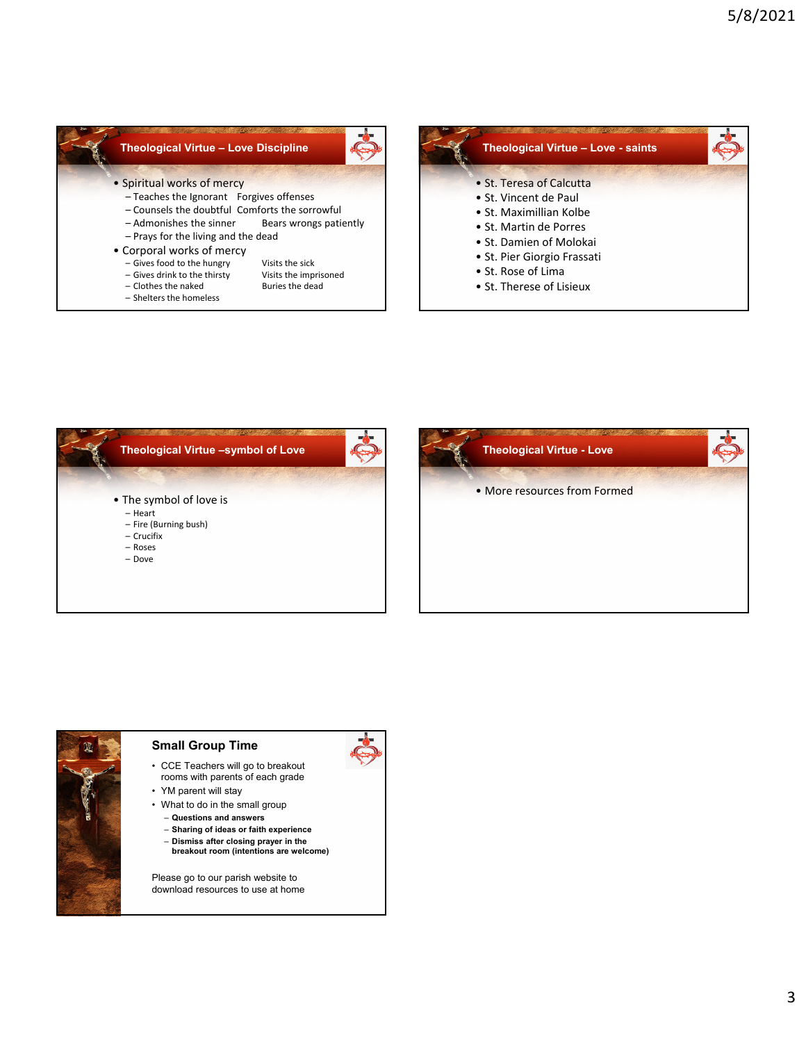## Theological Virtue – Love Discipline

- Spiritual works of mercy
  - Teaches the Ignorant
  - Forgives offenses
  - Counsels the doubtful
  - Comforts the sorrowful
  - Admonishes the sinner
  - Bears wrongs patiently
  - Prays for the living and the dead
- Corporal works of mercy
  - Gives food to the hungry
  - Visits the sick
  - Gives drink to the thirsty
  - Visits the imprisoned
  - Clothes the naked
  - Buries the dead
  - Shelters the homeless

## Theological Virtue – Love - saints

- St. Teresa of Calcutta
- St. Vincent de Paul
- St. Maximillian Kolbe
- St. Martin de Porres
- St. Damien of Molokai
- St. Pier Giorgio Frassati
- St. Rose of Lima
- St. Therese of Lisieux

## Theological Virtue –symbol of Love

- The symbol of love is
  - Heart
  - Fire (Burning bush)
  - Crucifix
  - Roses
  - Dove

## Theological Virtue - Love

- More resources from Formed

## Small Group Time

- CCE Teachers will go to breakout rooms with parents of each grade
- YM parent will stay
- What to do in the small group
  - **Questions and answers**
  - **Sharing of ideas or faith experience**
  - **Dismiss after closing prayer in the breakout room (intentions are welcome)**

Please go to our parish website to download resources to use at home